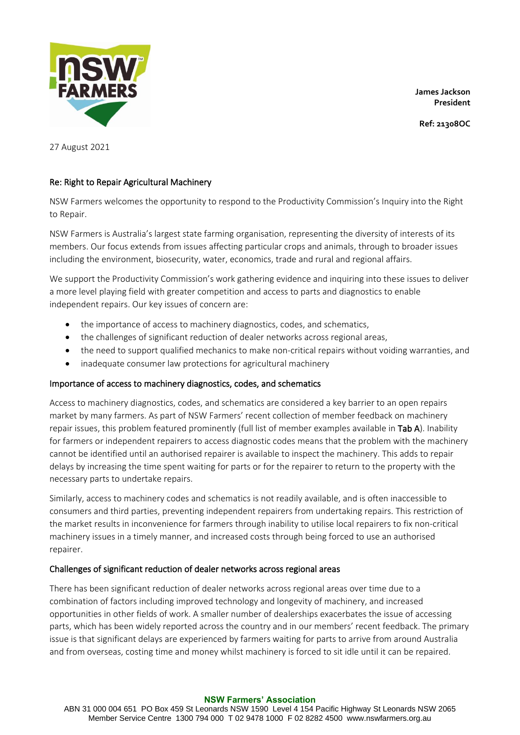**James Jackson**
**President**

**Ref: 21308OC**

27 August 2021

Re: Right to Repair Agricultural Machinery

NSW Farmers welcomes the opportunity to respond to the Productivity Commission's Inquiry into the Right to Repair.

NSW Farmers is Australia's largest state farming organisation, representing the diversity of interests of its members. Our focus extends from issues affecting particular crops and animals, through to broader issues including the environment, biosecurity, water, economics, trade and rural and regional affairs.

We support the Productivity Commission's work gathering evidence and inquiring into these issues to deliver a more level playing field with greater competition and access to parts and diagnostics to enable independent repairs. Our key issues of concern are:

- the importance of access to machinery diagnostics, codes, and schematics,
- the challenges of significant reduction of dealer networks across regional areas,
- the need to support qualified mechanics to make non-critical repairs without voiding warranties, and
- inadequate consumer law protections for agricultural machinery

## Importance of access to machinery diagnostics, codes, and schematics

Access to machinery diagnostics, codes, and schematics are considered a key barrier to an open repairs market by many farmers. As part of NSW Farmers' recent collection of member feedback on machinery repair issues, this problem featured prominently (full list of member examples available in **Tab A**). Inability for farmers or independent repairers to access diagnostic codes means that the problem with the machinery cannot be identified until an authorised repairer is available to inspect the machinery. This adds to repair delays by increasing the time spent waiting for parts or for the repairer to return to the property with the necessary parts to undertake repairs.

Similarly, access to machinery codes and schematics is not readily available, and is often inaccessible to consumers and third parties, preventing independent repairers from undertaking repairs. This restriction of the market results in inconvenience for farmers through inability to utilise local repairers to fix non-critical machinery issues in a timely manner, and increased costs through being forced to use an authorised repairer.

## Challenges of significant reduction of dealer networks across regional areas

There has been significant reduction of dealer networks across regional areas over time due to a combination of factors including improved technology and longevity of machinery, and increased opportunities in other fields of work. A smaller number of dealerships exacerbates the issue of accessing parts, which has been widely reported across the country and in our members' recent feedback. The primary issue is that significant delays are experienced by farmers waiting for parts to arrive from around Australia and from overseas, costing time and money whilst machinery is forced to sit idle until it can be repaired.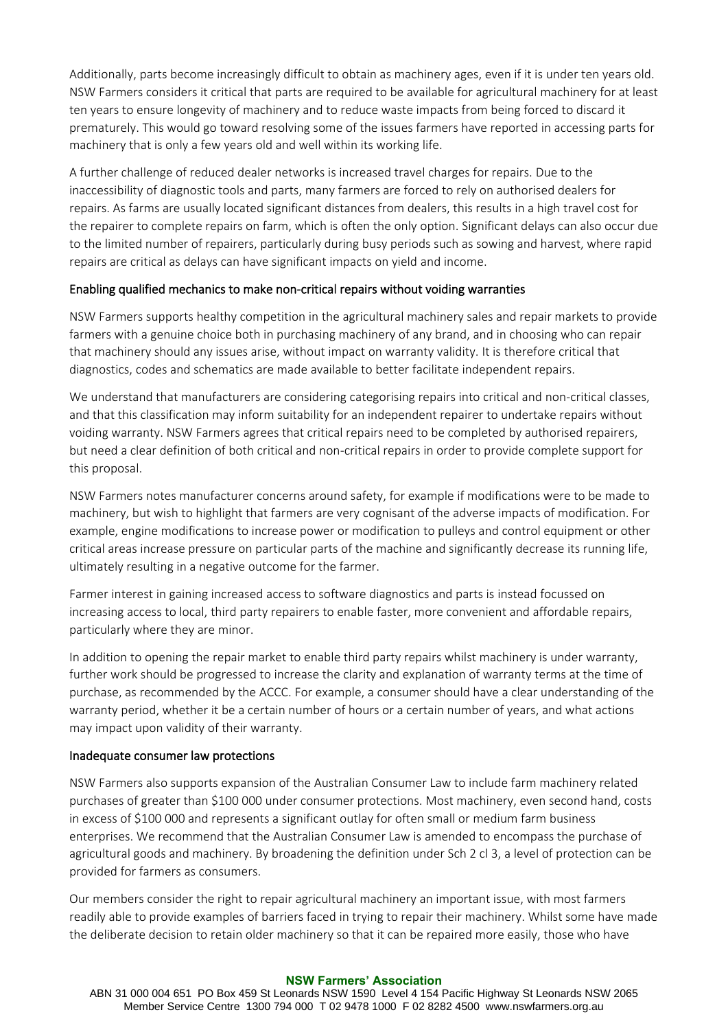Additionally, parts become increasingly difficult to obtain as machinery ages, even if it is under ten years old. NSW Farmers considers it critical that parts are required to be available for agricultural machinery for at least ten years to ensure longevity of machinery and to reduce waste impacts from being forced to discard it prematurely. This would go toward resolving some of the issues farmers have reported in accessing parts for machinery that is only a few years old and well within its working life.

A further challenge of reduced dealer networks is increased travel charges for repairs. Due to the inaccessibility of diagnostic tools and parts, many farmers are forced to rely on authorised dealers for repairs. As farms are usually located significant distances from dealers, this results in a high travel cost for the repairer to complete repairs on farm, which is often the only option. Significant delays can also occur due to the limited number of repairers, particularly during busy periods such as sowing and harvest, where rapid repairs are critical as delays can have significant impacts on yield and income.

## Enabling qualified mechanics to make non-critical repairs without voiding warranties

NSW Farmers supports healthy competition in the agricultural machinery sales and repair markets to provide farmers with a genuine choice both in purchasing machinery of any brand, and in choosing who can repair that machinery should any issues arise, without impact on warranty validity. It is therefore critical that diagnostics, codes and schematics are made available to better facilitate independent repairs.

We understand that manufacturers are considering categorising repairs into critical and non-critical classes, and that this classification may inform suitability for an independent repairer to undertake repairs without voiding warranty. NSW Farmers agrees that critical repairs need to be completed by authorised repairers, but need a clear definition of both critical and non-critical repairs in order to provide complete support for this proposal.

NSW Farmers notes manufacturer concerns around safety, for example if modifications were to be made to machinery, but wish to highlight that farmers are very cognisant of the adverse impacts of modification. For example, engine modifications to increase power or modification to pulleys and control equipment or other critical areas increase pressure on particular parts of the machine and significantly decrease its running life, ultimately resulting in a negative outcome for the farmer.

Farmer interest in gaining increased access to software diagnostics and parts is instead focussed on increasing access to local, third party repairers to enable faster, more convenient and affordable repairs, particularly where they are minor.

In addition to opening the repair market to enable third party repairs whilst machinery is under warranty, further work should be progressed to increase the clarity and explanation of warranty terms at the time of purchase, as recommended by the ACCC. For example, a consumer should have a clear understanding of the warranty period, whether it be a certain number of hours or a certain number of years, and what actions may impact upon validity of their warranty.

## Inadequate consumer law protections

NSW Farmers also supports expansion of the Australian Consumer Law to include farm machinery related purchases of greater than \$100 000 under consumer protections. Most machinery, even second hand, costs in excess of \$100 000 and represents a significant outlay for often small or medium farm business enterprises. We recommend that the Australian Consumer Law is amended to encompass the purchase of agricultural goods and machinery. By broadening the definition under Sch 2 cl 3, a level of protection can be provided for farmers as consumers.

Our members consider the right to repair agricultural machinery an important issue, with most farmers readily able to provide examples of barriers faced in trying to repair their machinery. Whilst some have made the deliberate decision to retain older machinery so that it can be repaired more easily, those who have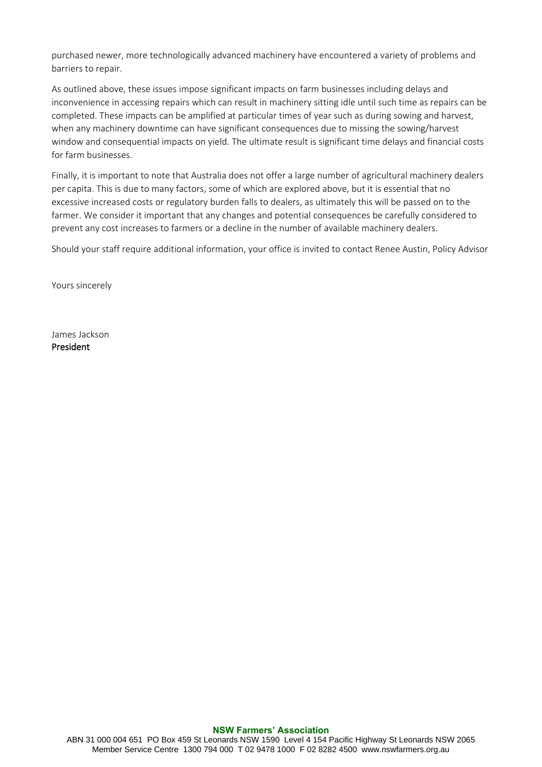purchased newer, more technologically advanced machinery have encountered a variety of problems and barriers to repair.

As outlined above, these issues impose significant impacts on farm businesses including delays and inconvenience in accessing repairs which can result in machinery sitting idle until such time as repairs can be completed. These impacts can be amplified at particular times of year such as during sowing and harvest, when any machinery downtime can have significant consequences due to missing the sowing/harvest window and consequential impacts on yield. The ultimate result is significant time delays and financial costs for farm businesses.

Finally, it is important to note that Australia does not offer a large number of agricultural machinery dealers per capita. This is due to many factors, some of which are explored above, but it is essential that no excessive increased costs or regulatory burden falls to dealers, as ultimately this will be passed on to the farmer. We consider it important that any changes and potential consequences be carefully considered to prevent any cost increases to farmers or a decline in the number of available machinery dealers.

Should your staff require additional information, your office is invited to contact Renee Austin, Policy Advisor

Yours sincerely

James Jackson
**President**

**NSW Farmers' Association**
ABN 31 000 004 651 PO Box 459 St Leonards NSW 1590 Level 4 154 Pacific Highway St Leonards NSW 2065
Member Service Centre 1300 794 000 T 02 9478 1000 F 02 8282 4500 www.nswfarmers.org.au